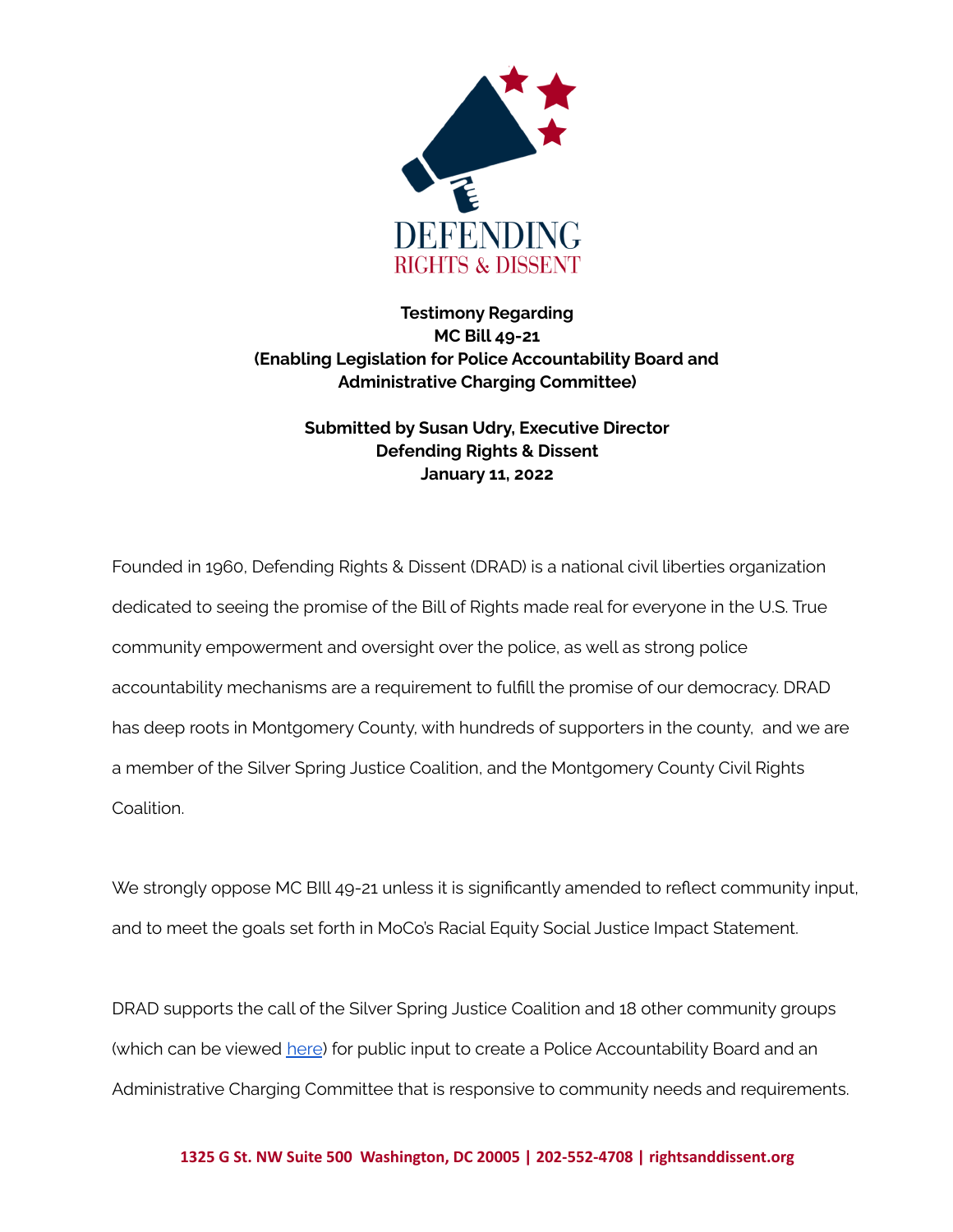DEFENDING RIGHTS & DISSENT

**Testimony Regarding**
**MC Bill 49-21**
**(Enabling Legislation for Police Accountability Board and Administrative Charging Committee)**

**Submitted by Susan Udry, Executive Director**
**Defending Rights & Dissent**
**January 11, 2022**

Founded in 1960, Defending Rights & Dissent (DRAD) is a national civil liberties organization dedicated to seeing the promise of the Bill of Rights made real for everyone in the U.S. True community empowerment and oversight over the police, as well as strong police accountability mechanisms are a requirement to fulfill the promise of our democracy. DRAD has deep roots in Montgomery County, with hundreds of supporters in the county, and we are a member of the Silver Spring Justice Coalition, and the Montgomery County Civil Rights Coalition.

We strongly oppose MC BIll 49-21 unless it is significantly amended to reflect community input, and to meet the goals set forth in MoCo's Racial Equity Social Justice Impact Statement.

DRAD supports the call of the Silver Spring Justice Coalition and 18 other community groups (which can be viewed here) for public input to create a Police Accountability Board and an Administrative Charging Committee that is responsive to community needs and requirements.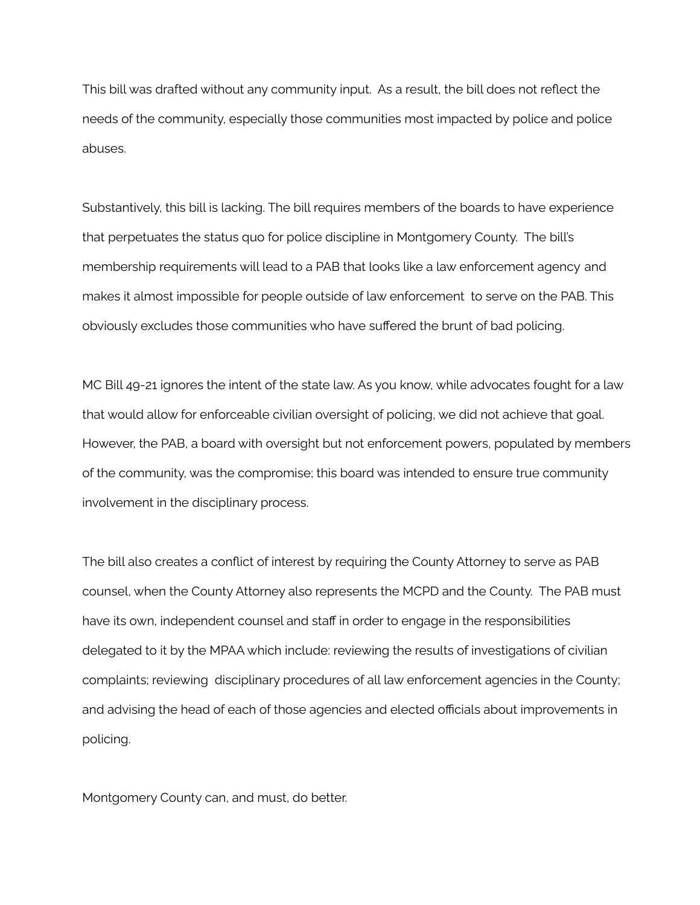This bill was drafted without any community input. As a result, the bill does not reflect the needs of the community, especially those communities most impacted by police and police abuses.

Substantively, this bill is lacking. The bill requires members of the boards to have experience that perpetuates the status quo for police discipline in Montgomery County. The bill's membership requirements will lead to a PAB that looks like a law enforcement agency and makes it almost impossible for people outside of law enforcement to serve on the PAB. This obviously excludes those communities who have suffered the brunt of bad policing.

MC Bill 49-21 ignores the intent of the state law. As you know, while advocates fought for a law that would allow for enforceable civilian oversight of policing, we did not achieve that goal. However, the PAB, a board with oversight but not enforcement powers, populated by members of the community, was the compromise; this board was intended to ensure true community involvement in the disciplinary process.

The bill also creates a conflict of interest by requiring the County Attorney to serve as PAB counsel, when the County Attorney also represents the MCPD and the County. The PAB must have its own, independent counsel and staff in order to engage in the responsibilities delegated to it by the MPAA which include: reviewing the results of investigations of civilian complaints; reviewing disciplinary procedures of all law enforcement agencies in the County; and advising the head of each of those agencies and elected officials about improvements in policing.

Montgomery County can, and must, do better.